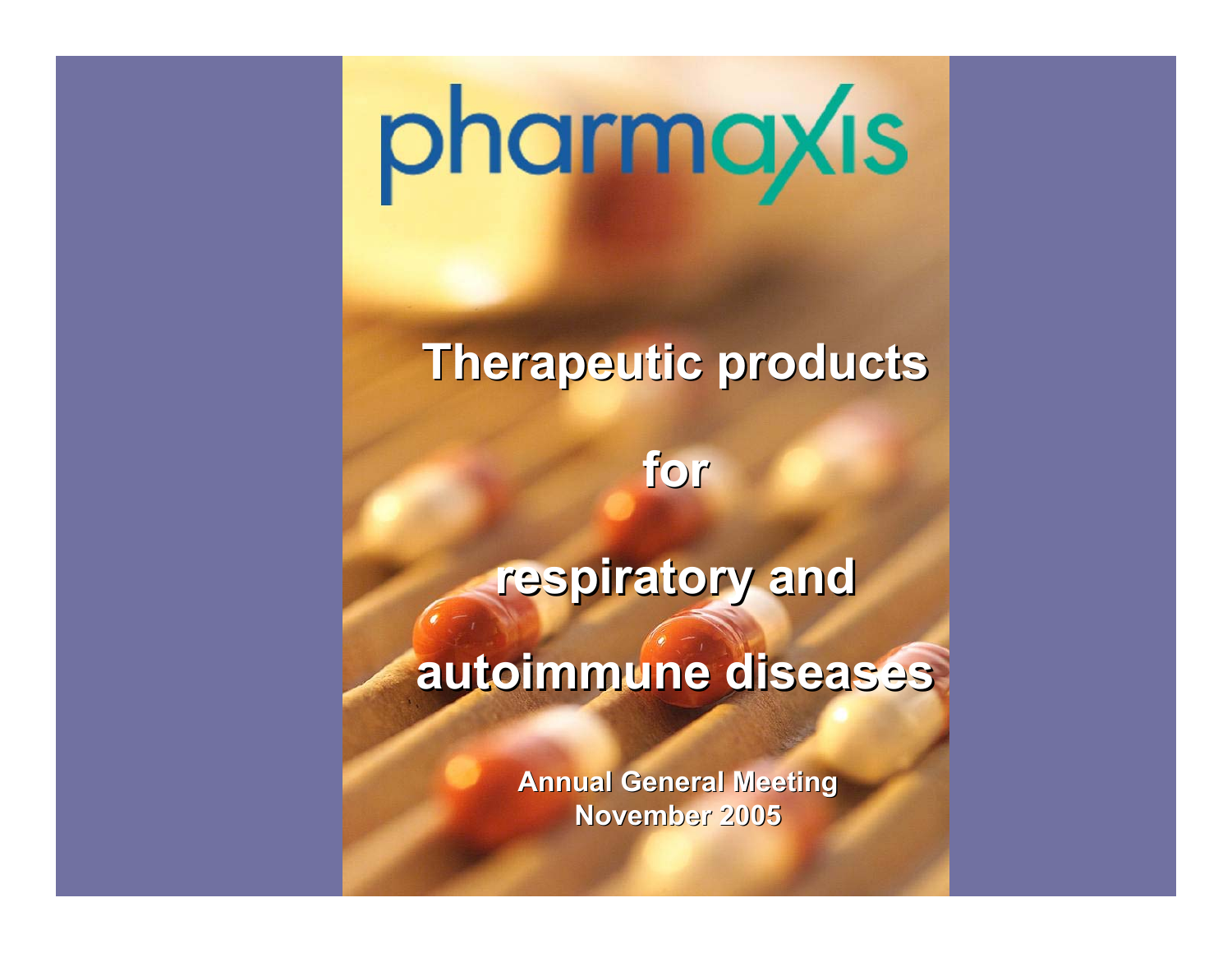# pharmaxis

## Therapeutic products

## for

## respiratory and

## autoimmune diseases

**Annual General Meeting**
**November 2005**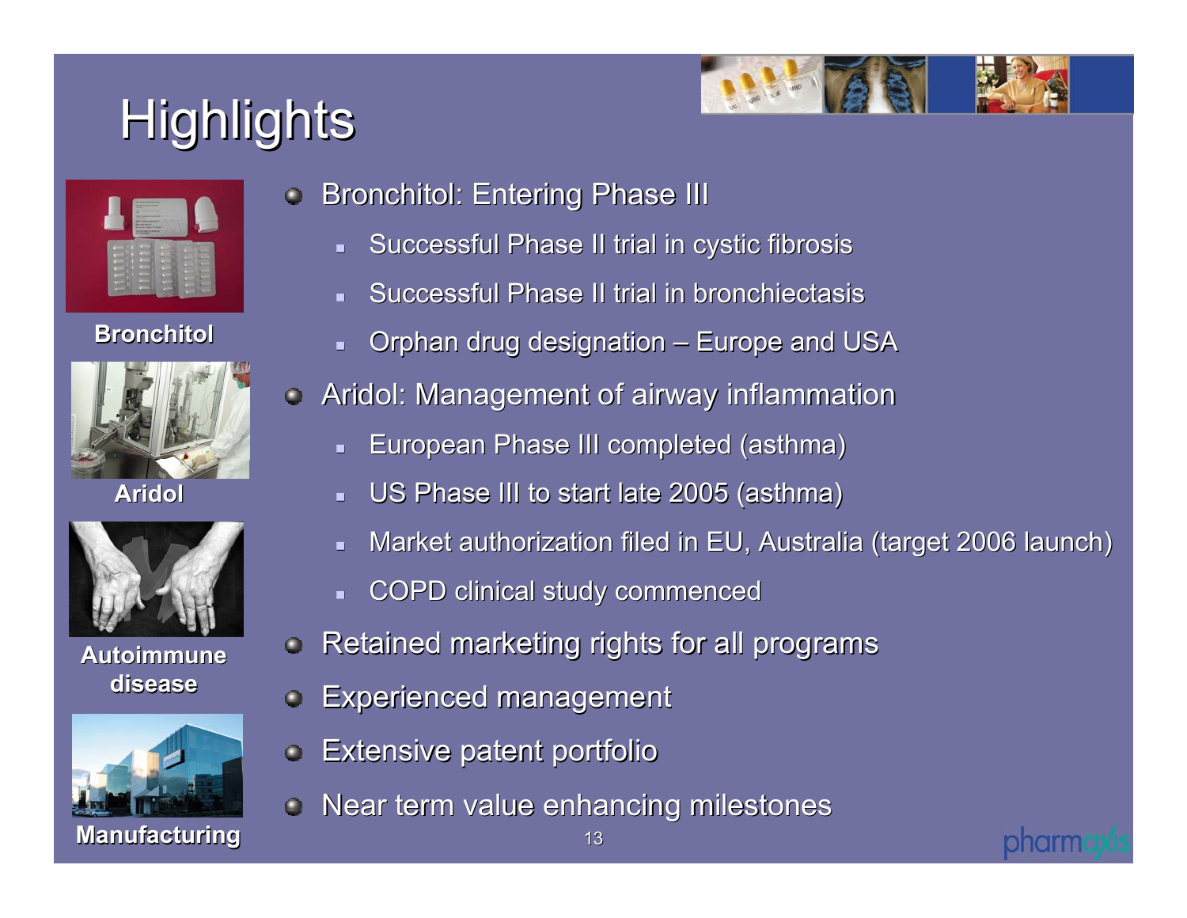# Highlights

Bronchitol

Aridol

Autoimmune disease

Manufacturing

- Bronchitol: Entering Phase III
  - Successful Phase II trial in cystic fibrosis
  - Successful Phase II trial in bronchiectasis
  - Orphan drug designation – Europe and USA
- Aridol: Management of airway inflammation
  - European Phase III completed (asthma)
  - US Phase III to start late 2005 (asthma)
  - Market authorization filed in EU, Australia (target 2006 launch)
  - COPD clinical study commenced
- Retained marketing rights for all programs
- Experienced management
- Extensive patent portfolio
- Near term value enhancing milestones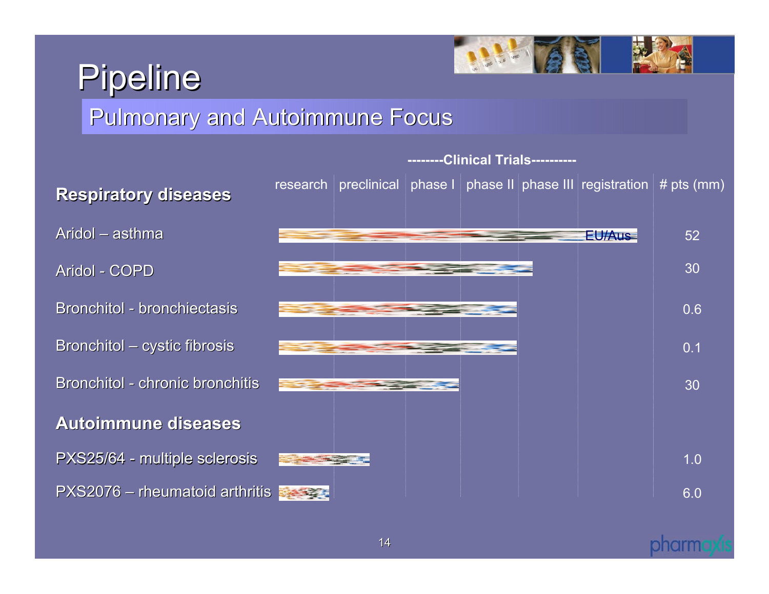# Pipeline

## Pulmonary and Autoimmune Focus

| | research | preclinical | phase I | phase II | phase III | registration | # pts (mm) |
|---|---|---|---|---|---|---|---|
| | | | --------Clinical Trials---------- | | | | |
| **Respiratory diseases** | | | | | | | |
| Aridol – asthma | ▬ | ▬ | ▬ | ▬ | ▬ | EU/Aus | 52 |
| Aridol - COPD | ▬ | ▬ | ▬ | ▬ | | | 30 |
| Bronchitol - bronchiectasis | ▬ | ▬ | ▬ | ▬ | | | 0.6 |
| Bronchitol – cystic fibrosis | ▬ | ▬ | ▬ | ▬ | | | 0.1 |
| Bronchitol - chronic bronchitis | ▬ | ▬ | ▬ | | | | 30 |
| **Autoimmune diseases** | | | | | | | |
| PXS25/64 - multiple sclerosis | ▬ | ▬ | | | | | 1.0 |
| PXS2076 – rheumatoid arthritis | ▬ | | | | | | 6.0 |

pharmaxis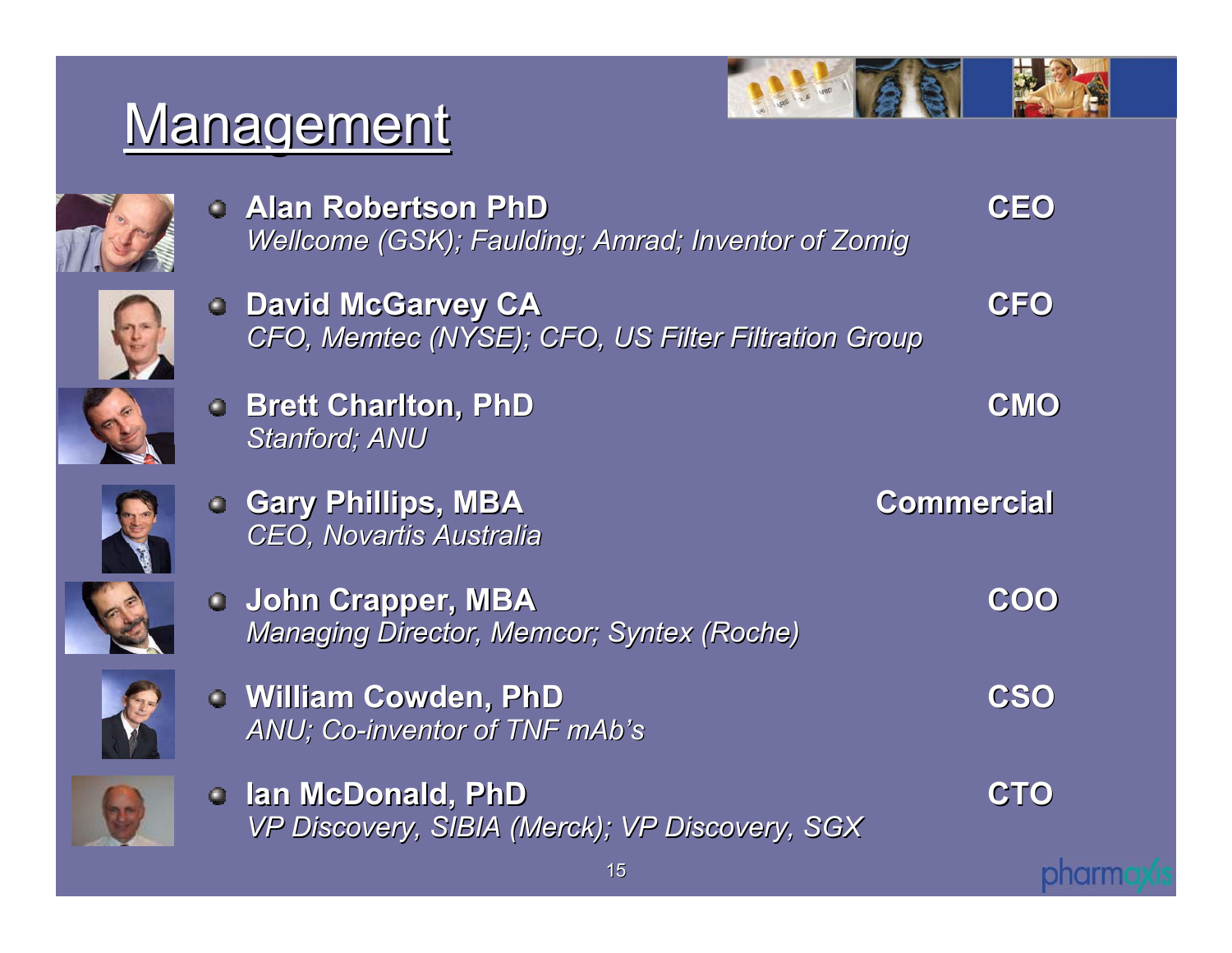# Management

- **Alan Robertson PhD** — **CEO**
  *Wellcome (GSK); Faulding; Amrad; Inventor of Zomig*
- **David McGarvey CA** — **CFO**
  *CFO, Memtec (NYSE); CFO, US Filter Filtration Group*
- **Brett Charlton, PhD** — **CMO**
  *Stanford; ANU*
- **Gary Phillips, MBA** — **Commercial**
  *CEO, Novartis Australia*
- **John Crapper, MBA** — **COO**
  *Managing Director, Memcor; Syntex (Roche)*
- **William Cowden, PhD** — **CSO**
  *ANU; Co-inventor of TNF mAb's*
- **Ian McDonald, PhD** — **CTO**
  *VP Discovery, SIBIA (Merck); VP Discovery, SGX*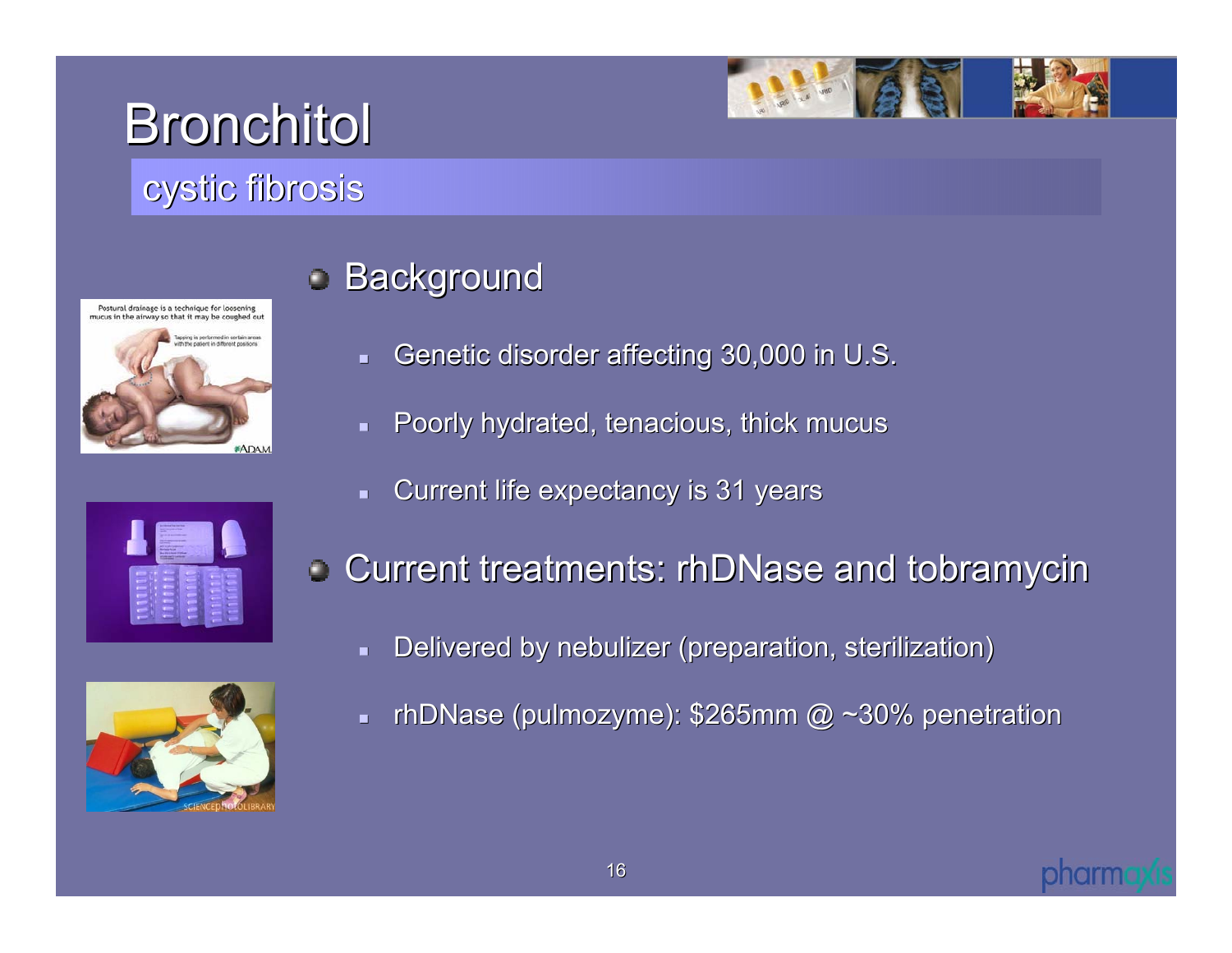# Bronchitol

## cystic fibrosis

- Background
  - Genetic disorder affecting 30,000 in U.S.
  - Poorly hydrated, tenacious, thick mucus
  - Current life expectancy is 31 years
- Current treatments: rhDNase and tobramycin
  - Delivered by nebulizer (preparation, sterilization)
  - rhDNase (pulmozyme): $265mm @ ~30% penetration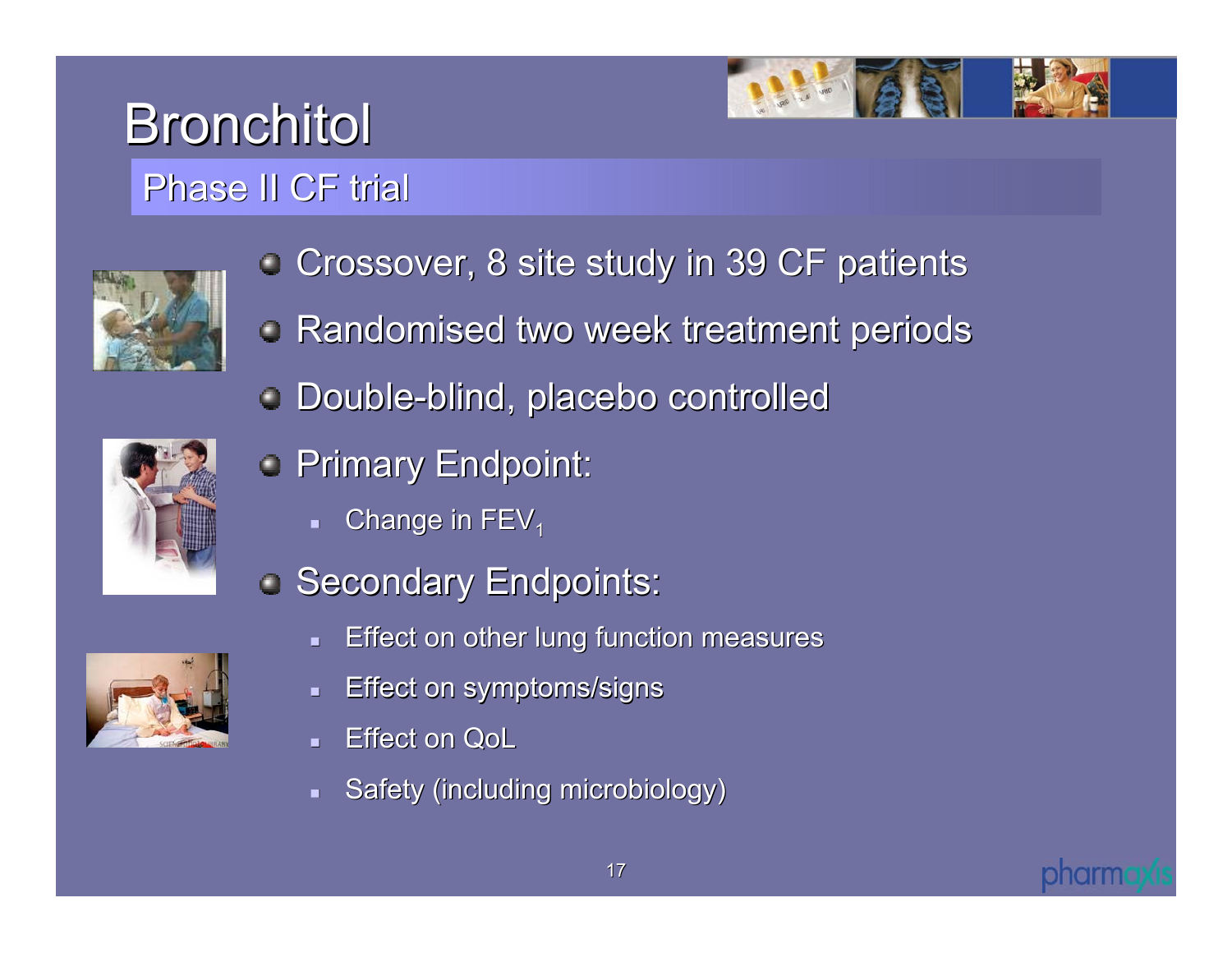# Bronchitol

## Phase II CF trial

- Crossover, 8 site study in 39 CF patients
- Randomised two week treatment periods
- Double-blind, placebo controlled
- Primary Endpoint:
  - Change in $FEV_1$
- Secondary Endpoints:
  - Effect on other lung function measures
  - Effect on symptoms/signs
  - Effect on QoL
  - Safety (including microbiology)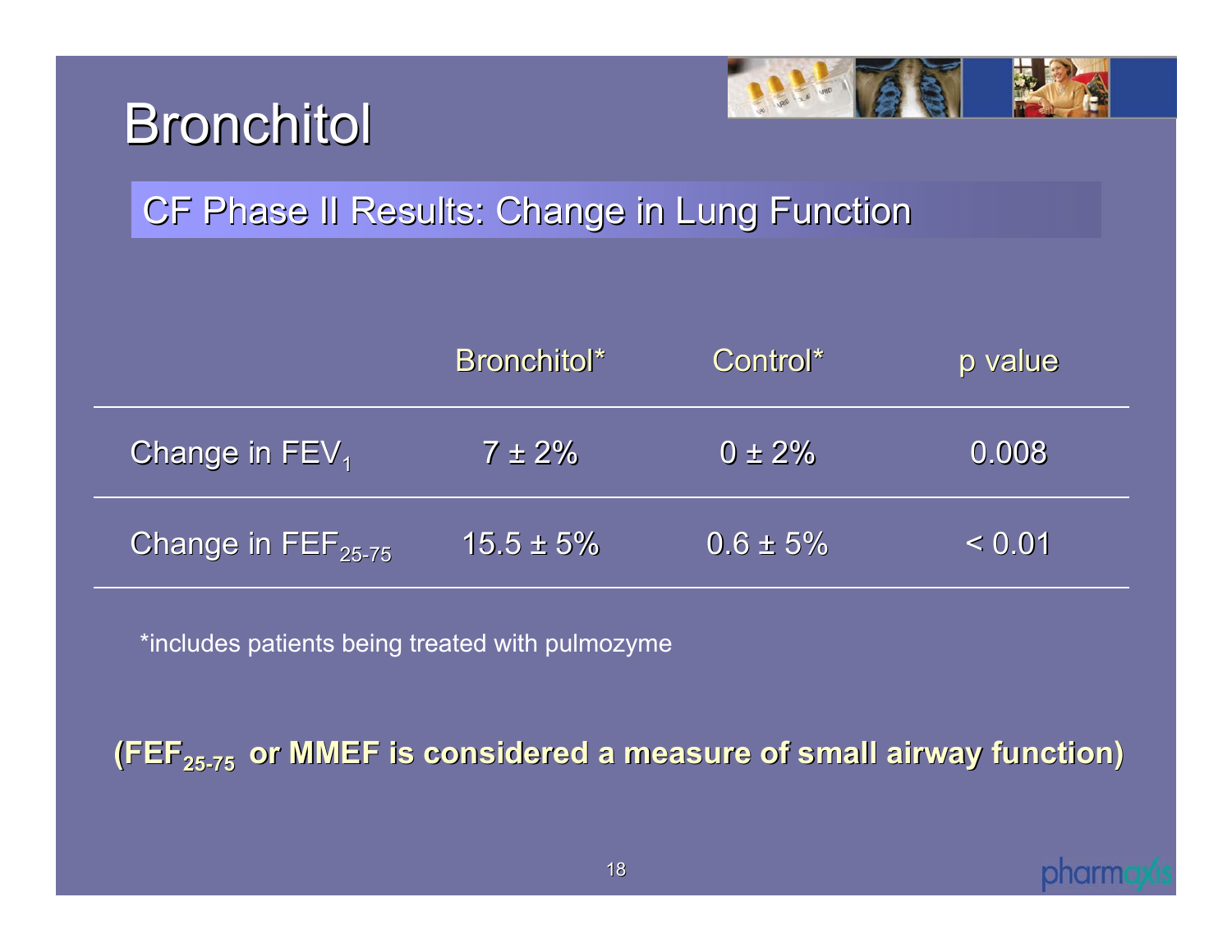# Bronchitol

## CF Phase II Results: Change in Lung Function

| | Bronchitol* | Control* | p value |
|---|---|---|---|
| Change in $FEV_1$ | 7 ± 2% | 0 ± 2% | 0.008 |
| Change in $FEF_{25-75}$ | 15.5 ± 5% | 0.6 ± 5% | < 0.01 |

*includes patients being treated with pulmozyme

**($FEF_{25-75}$ or MMEF is considered a measure of small airway function)**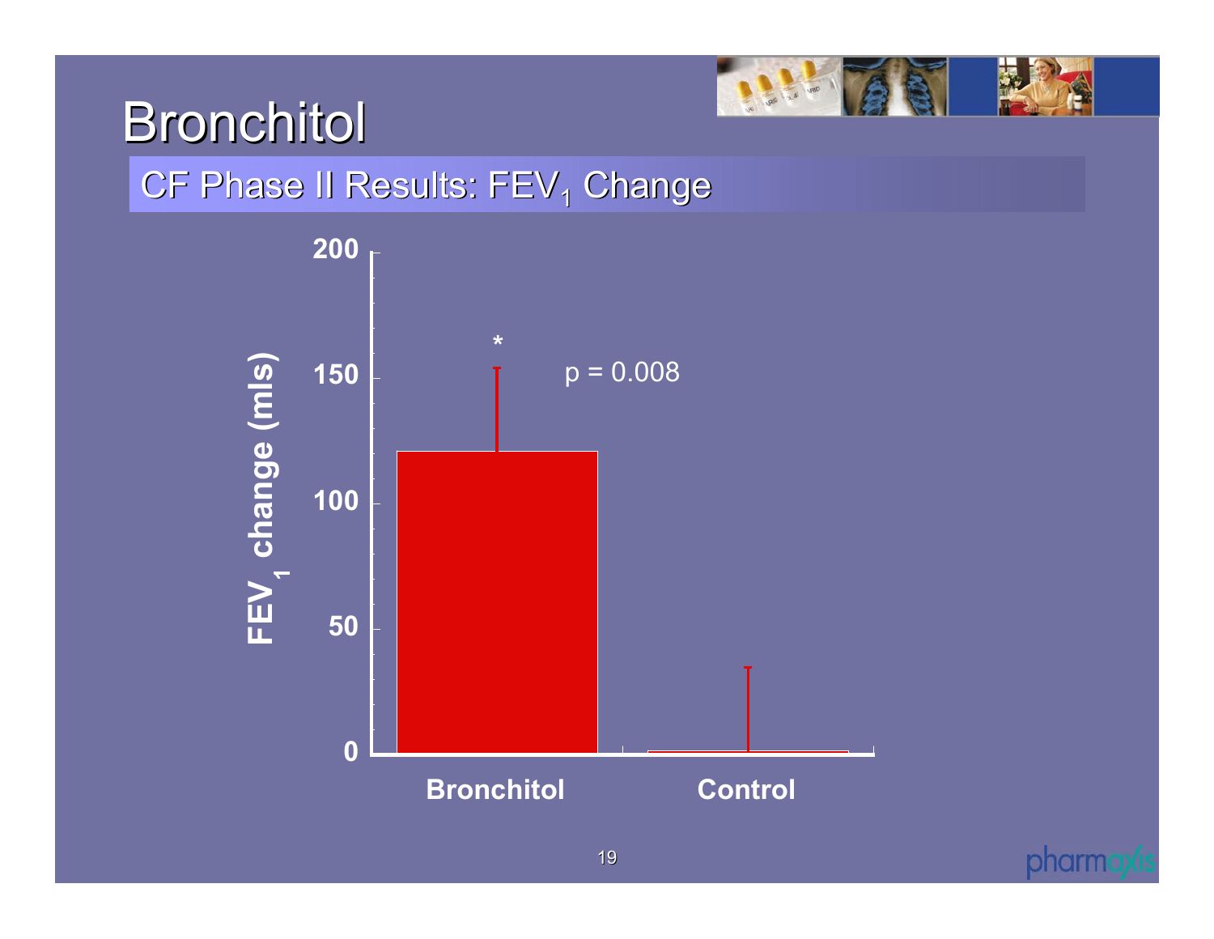# Bronchitol

## CF Phase II Results: $FEV_1$ Change

$FEV_1$ change (mls)

200

150

100

50

0

\*

p = 0.008

Bronchitol

Control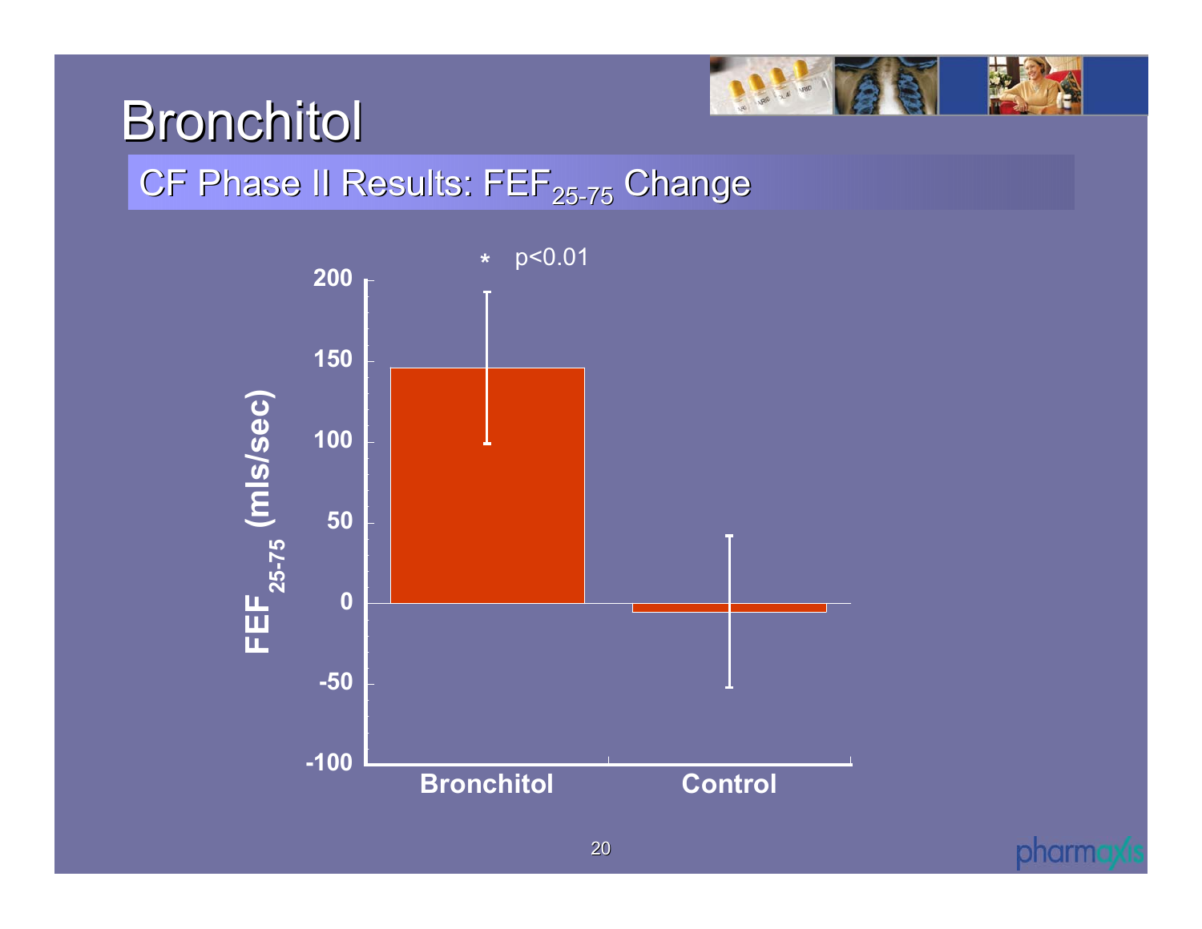# Bronchitol

## CF Phase II Results: $FEF_{25-75}$ Change

\* p<0.01

$FEF_{25-75}$ (mls/sec)

200

150

100

50

0

-50

-100

Bronchitol

Control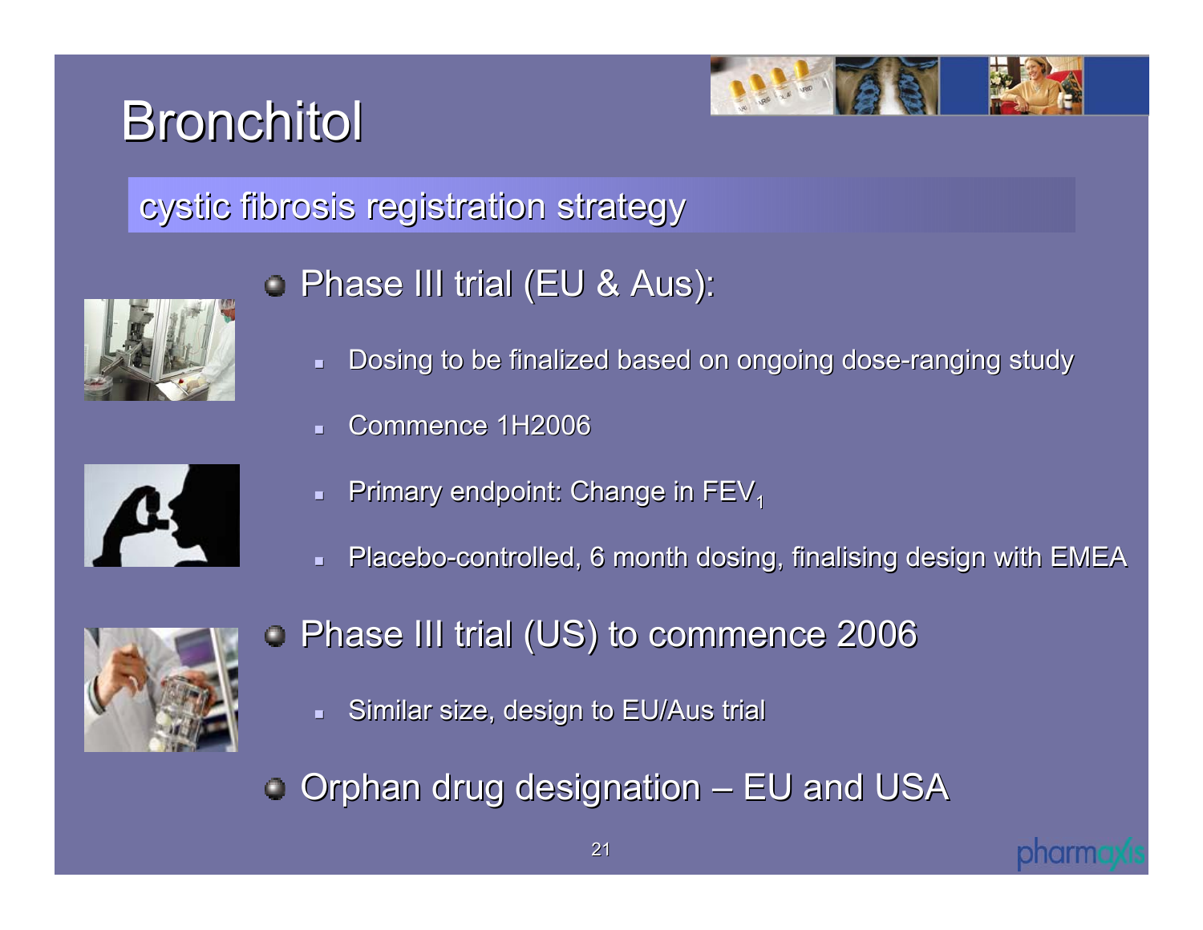# Bronchitol

## cystic fibrosis registration strategy

- Phase III trial (EU & Aus):
  - Dosing to be finalized based on ongoing dose-ranging study
  - Commence 1H2006
  - Primary endpoint: Change in $FEV_1$
  - Placebo-controlled, 6 month dosing, finalising design with EMEA
- Phase III trial (US) to commence 2006
  - Similar size, design to EU/Aus trial
- Orphan drug designation – EU and USA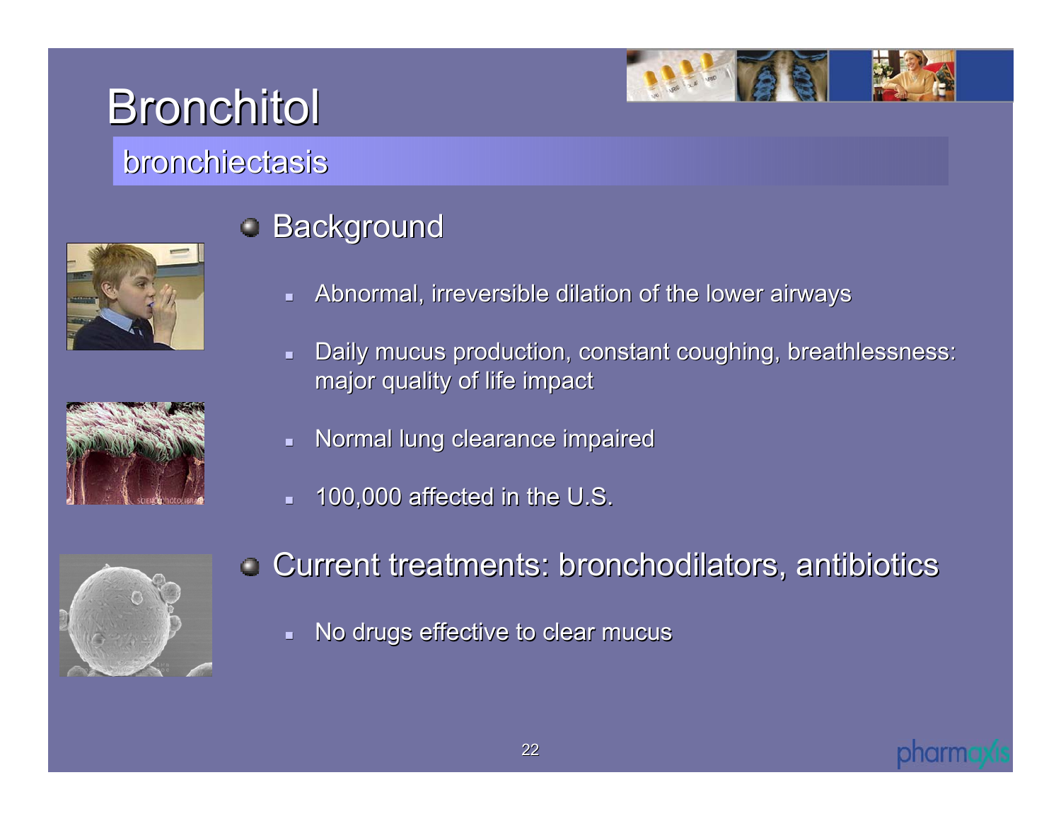# Bronchitol

## bronchiectasis

- Background
  - Abnormal, irreversible dilation of the lower airways
  - Daily mucus production, constant coughing, breathlessness: major quality of life impact
  - Normal lung clearance impaired
  - 100,000 affected in the U.S.
- Current treatments: bronchodilators, antibiotics
  - No drugs effective to clear mucus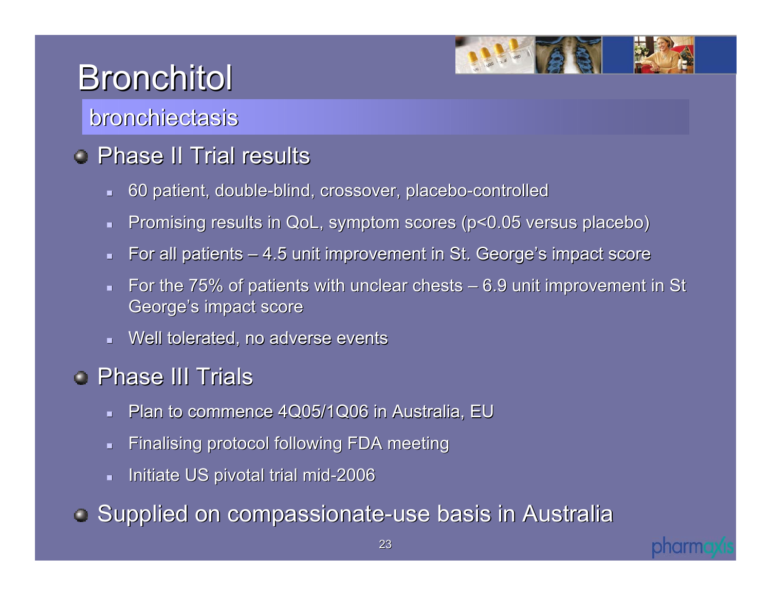# Bronchitol

## bronchiectasis

- Phase II Trial results
  - 60 patient, double-blind, crossover, placebo-controlled
  - Promising results in QoL, symptom scores ($p<0.05$ versus placebo)
  - For all patients – 4.5 unit improvement in St. George's impact score
  - For the 75% of patients with unclear chests – 6.9 unit improvement in St George's impact score
  - Well tolerated, no adverse events
- Phase III Trials
  - Plan to commence 4Q05/1Q06 in Australia, EU
  - Finalising protocol following FDA meeting
  - Initiate US pivotal trial mid-2006
- Supplied on compassionate-use basis in Australia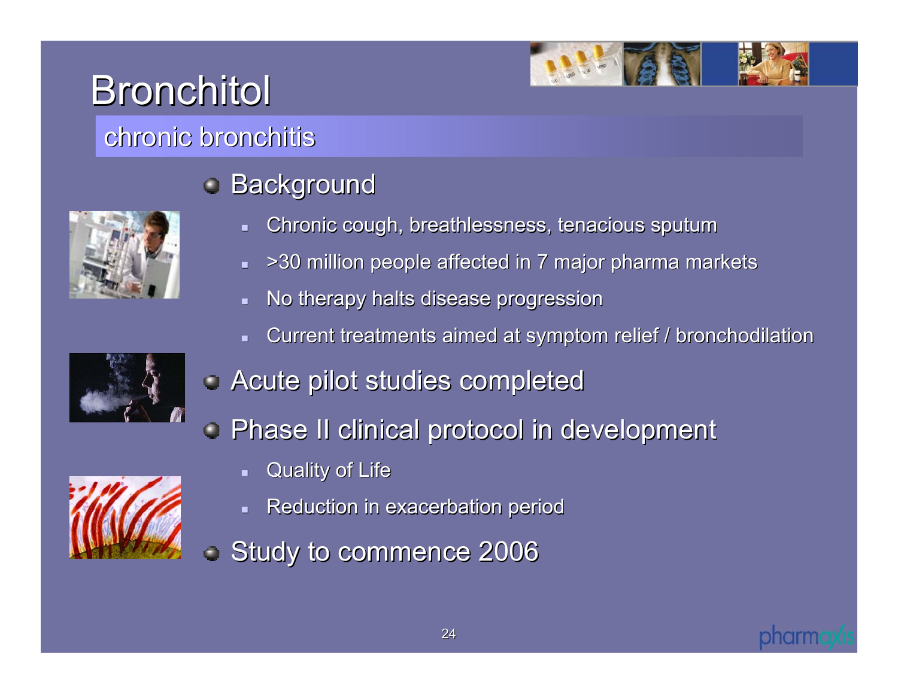# Bronchitol

## chronic bronchitis

- Background
  - Chronic cough, breathlessness, tenacious sputum
  - >30 million people affected in 7 major pharma markets
  - No therapy halts disease progression
  - Current treatments aimed at symptom relief / bronchodilation
- Acute pilot studies completed
- Phase II clinical protocol in development
  - Quality of Life
  - Reduction in exacerbation period
- Study to commence 2006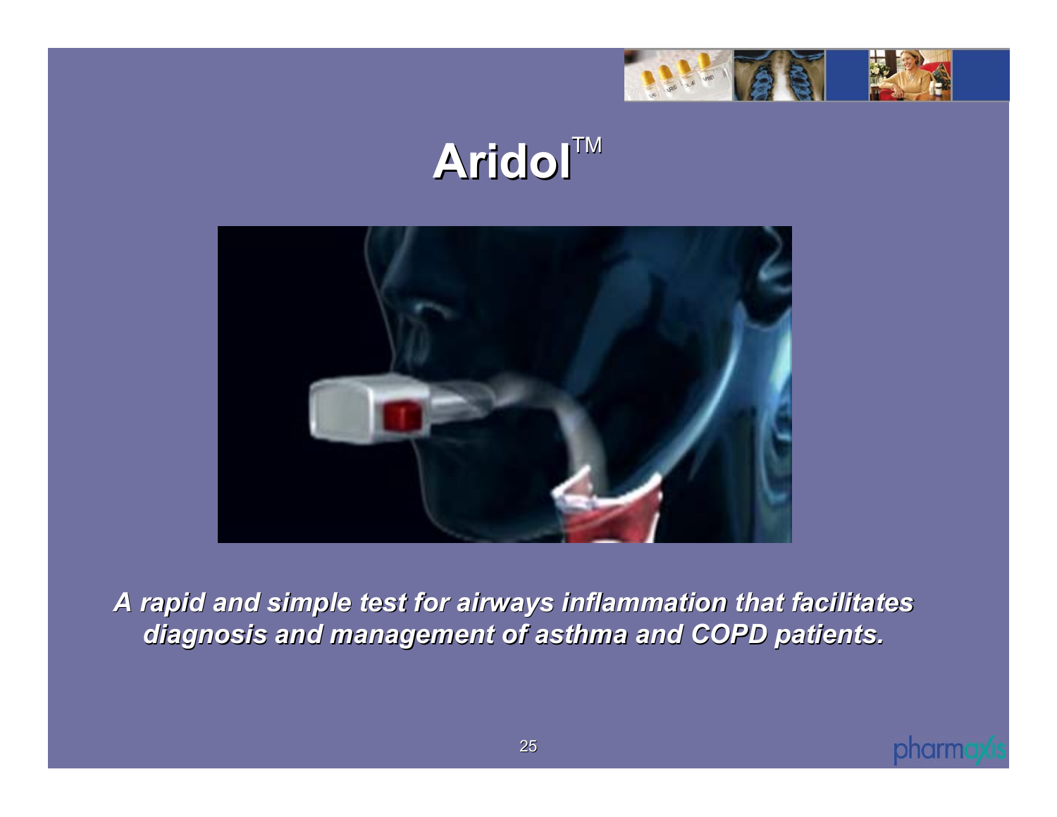# Aridol™

***A rapid and simple test for airways inflammation that facilitates diagnosis and management of asthma and COPD patients.***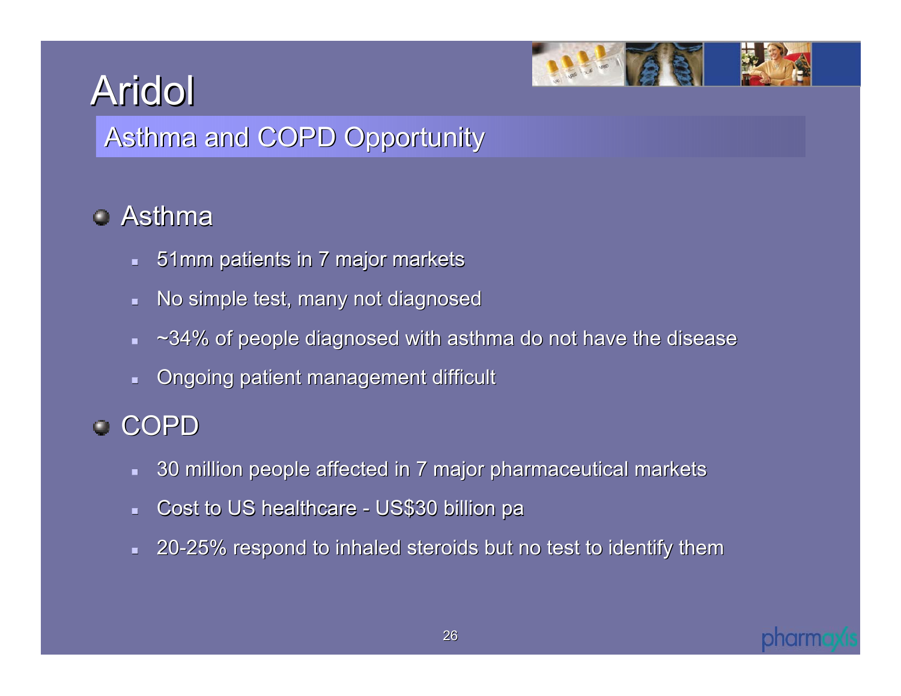# Aridol

## Asthma and COPD Opportunity

- Asthma
  - 51mm patients in 7 major markets
  - No simple test, many not diagnosed
  - ~34% of people diagnosed with asthma do not have the disease
  - Ongoing patient management difficult
- COPD
  - 30 million people affected in 7 major pharmaceutical markets
  - Cost to US healthcare - US$30 billion pa
  - 20-25% respond to inhaled steroids but no test to identify them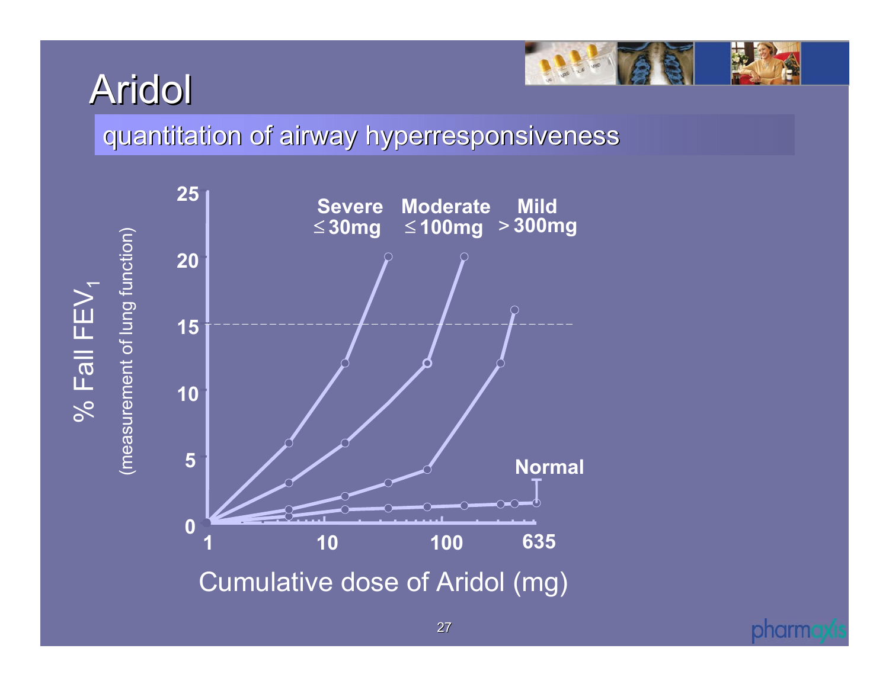# Aridol

## quantitation of airway hyperresponsiveness

% Fall $FEV_1$
(measurement of lung function)

Severe ≤30mg

Moderate ≤100mg

Mild >300mg

Normal

Cumulative dose of Aridol (mg)

0, 5, 10, 15, 20, 25

1, 10, 100, 635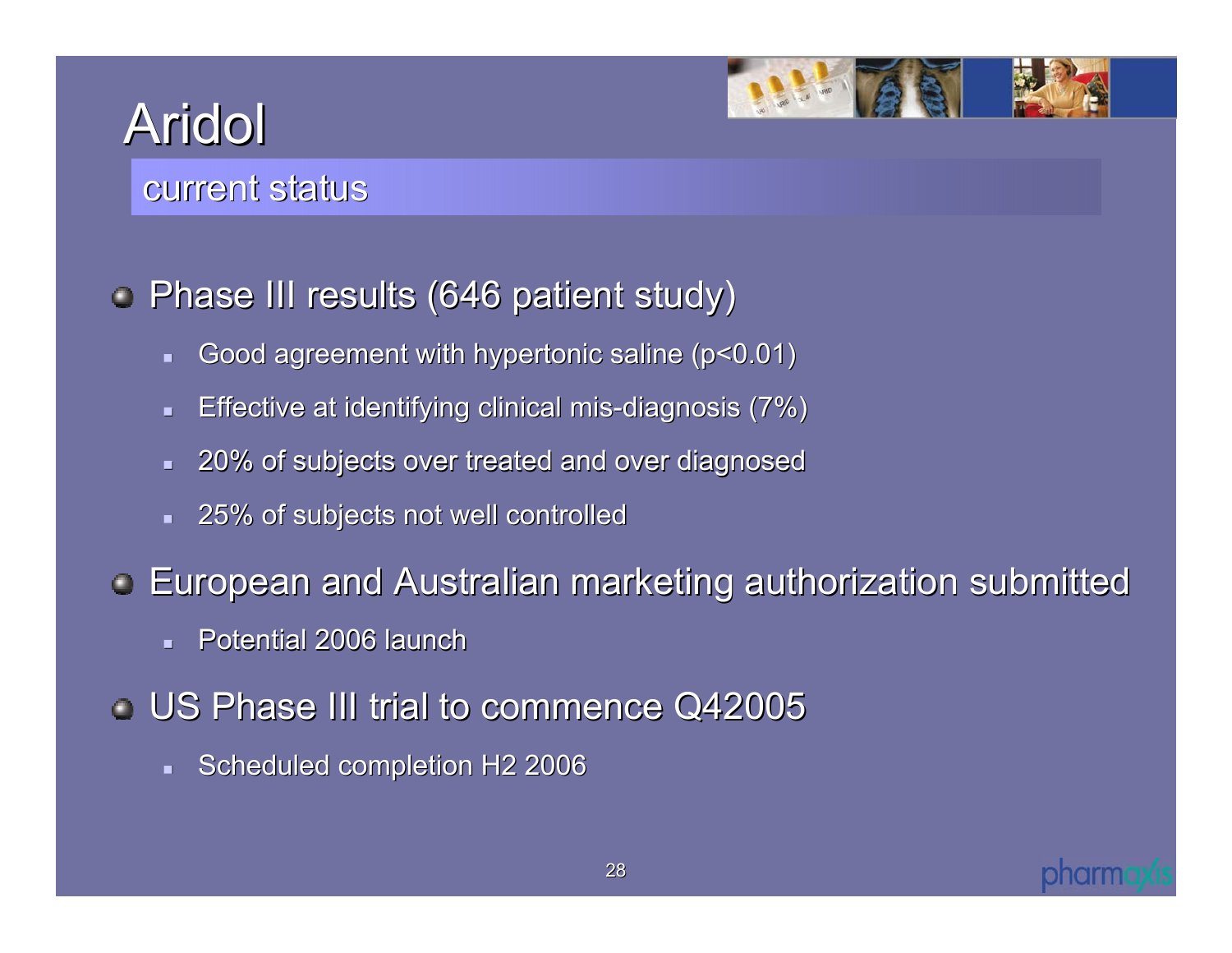# Aridol

## current status

- Phase III results (646 patient study)
  - Good agreement with hypertonic saline (p<0.01)
  - Effective at identifying clinical mis-diagnosis (7%)
  - 20% of subjects over treated and over diagnosed
  - 25% of subjects not well controlled
- European and Australian marketing authorization submitted
  - Potential 2006 launch
- US Phase III trial to commence Q42005
  - Scheduled completion H2 2006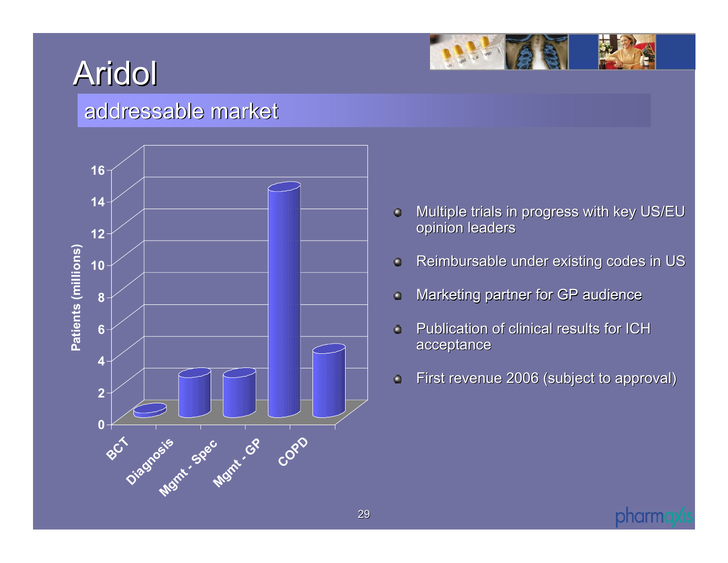# Aridol

## addressable market

| Category | Patients (millions) |
|---|---|
| BCT | ~0.4 |
| Diagnosis | ~2.6 |
| Mgmt - Spec | ~2.6 |
| Mgmt - GP | ~14.3 |
| COPD | ~4.1 |

- Multiple trials in progress with key US/EU opinion leaders
- Reimbursable under existing codes in US
- Marketing partner for GP audience
- Publication of clinical results for ICH acceptance
- First revenue 2006 (subject to approval)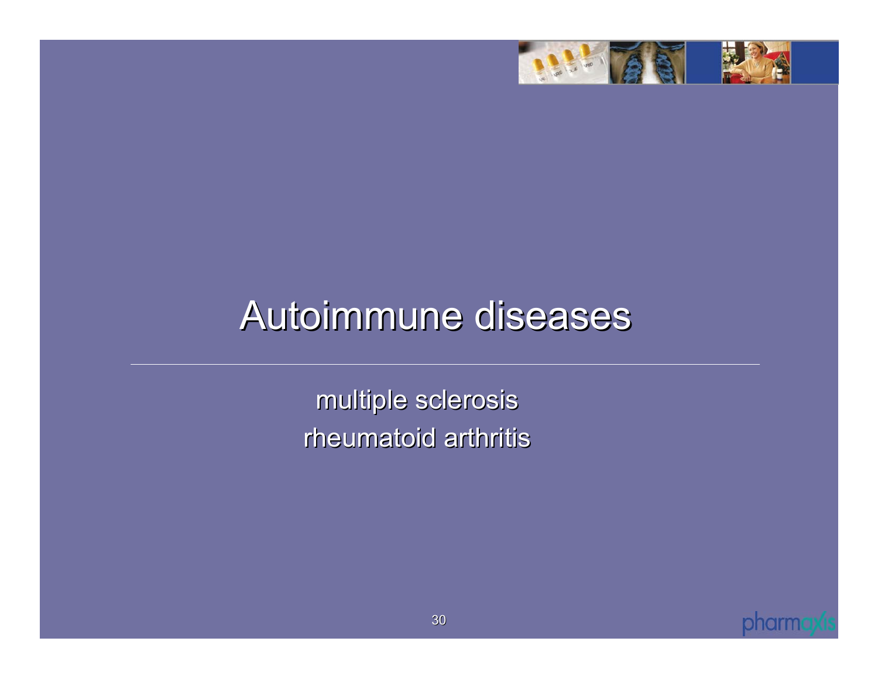# Autoimmune diseases

multiple sclerosis
rheumatoid arthritis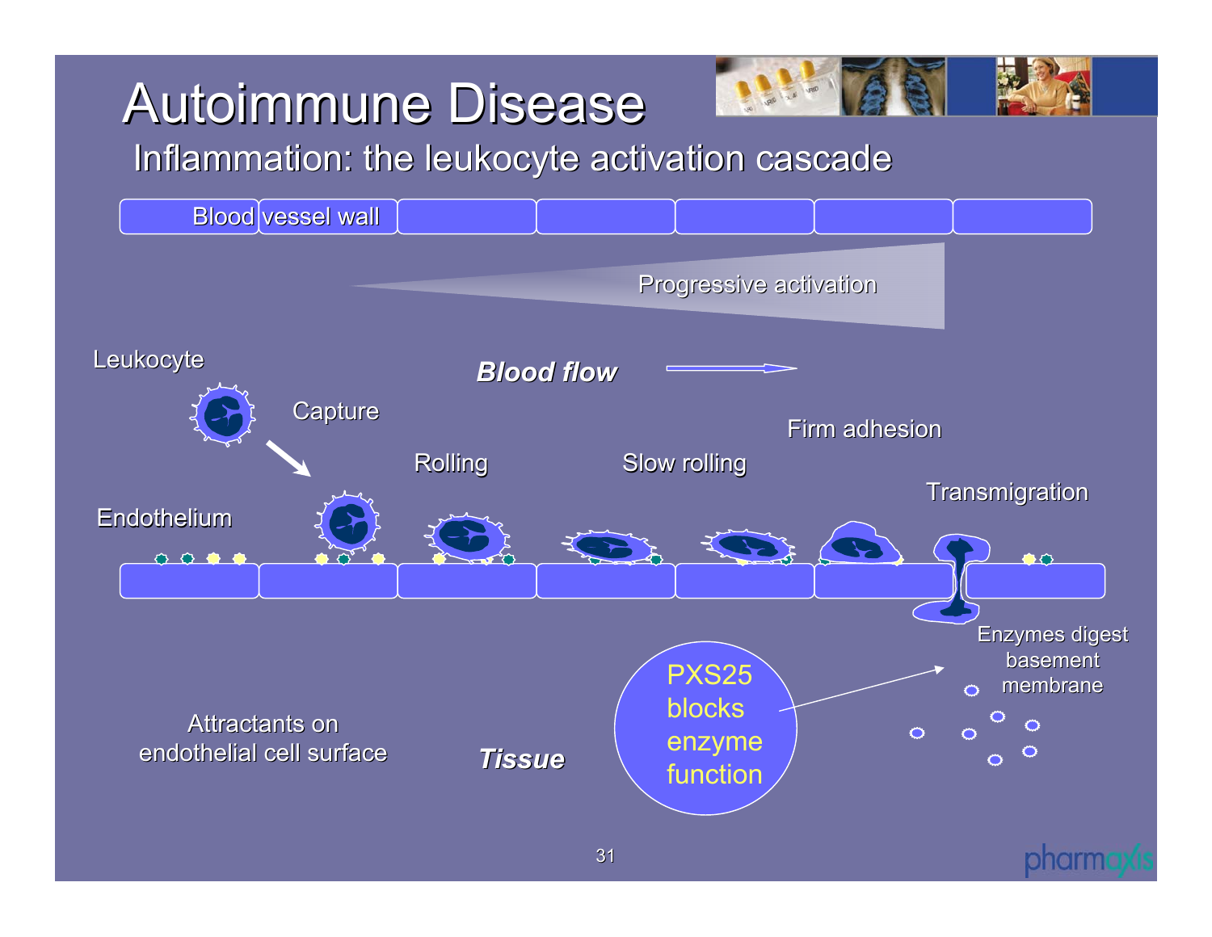# Autoimmune Disease

## Inflammation: the leukocyte activation cascade

Blood vessel wall

Progressive activation

Leukocyte

*Blood flow*

Capture

Rolling

Slow rolling

Firm adhesion

Transmigration

Endothelium

Enzymes digest basement membrane

PXS25 blocks enzyme function

Attractants on endothelial cell surface

*Tissue*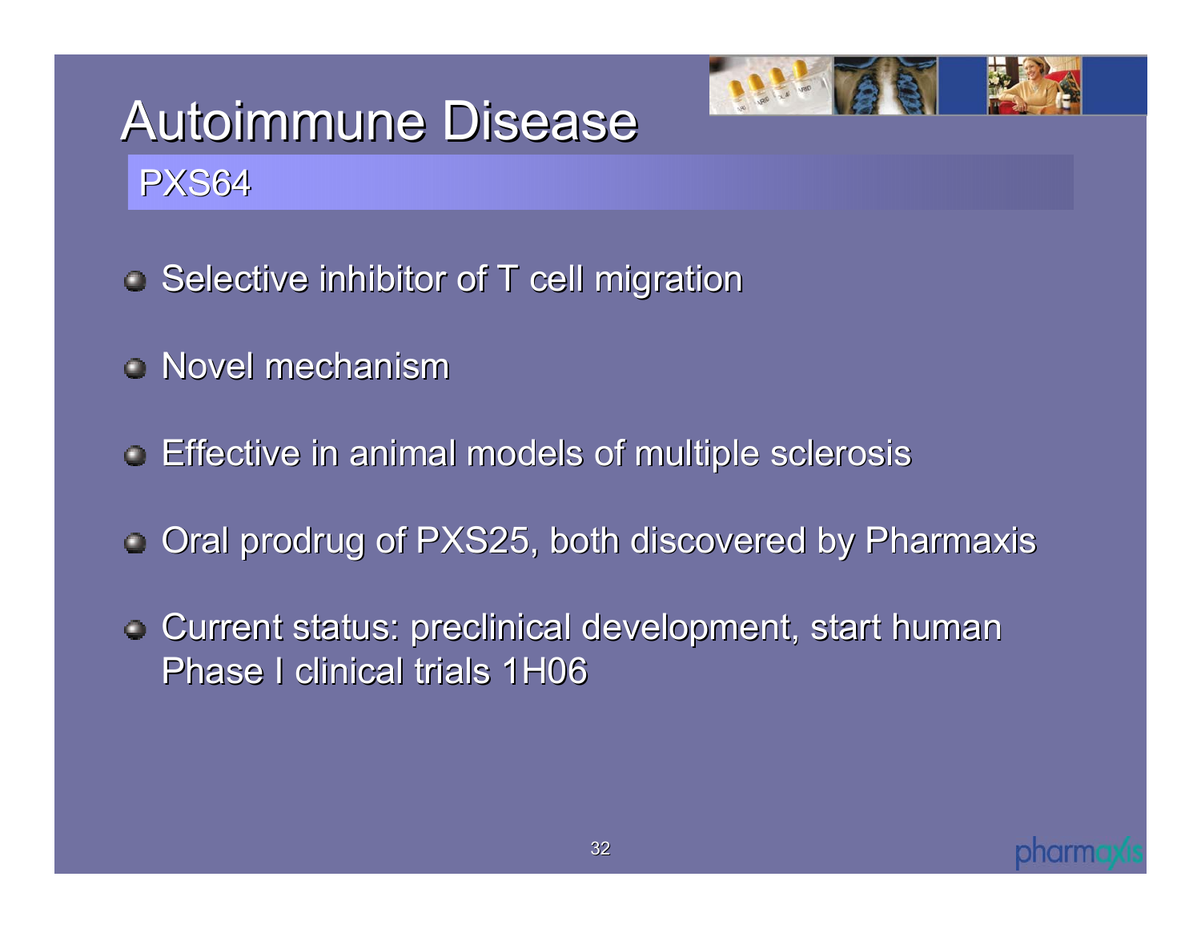# Autoimmune Disease

## PXS64

- Selective inhibitor of T cell migration
- Novel mechanism
- Effective in animal models of multiple sclerosis
- Oral prodrug of PXS25, both discovered by Pharmaxis
- Current status: preclinical development, start human Phase I clinical trials 1H06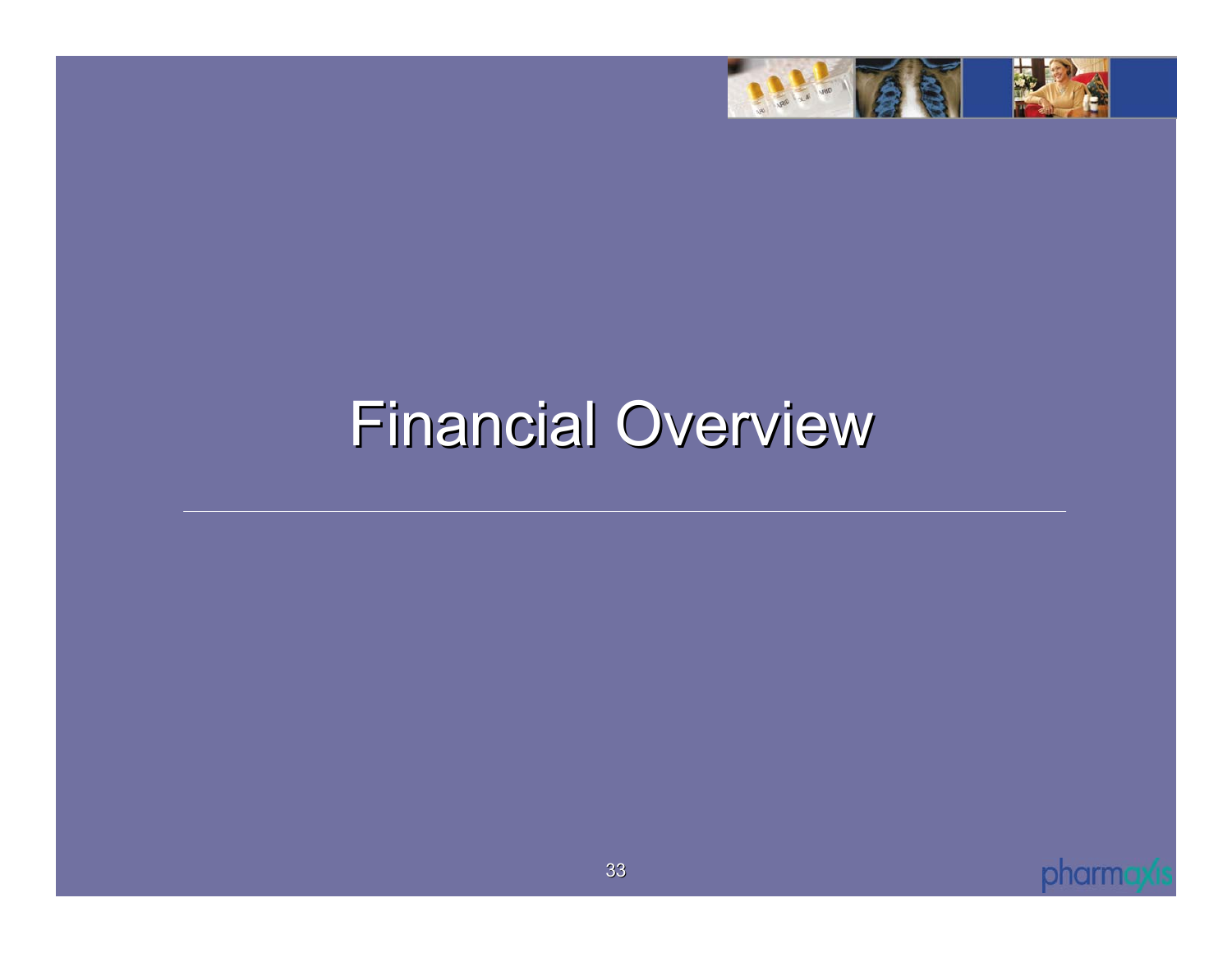# Financial Overview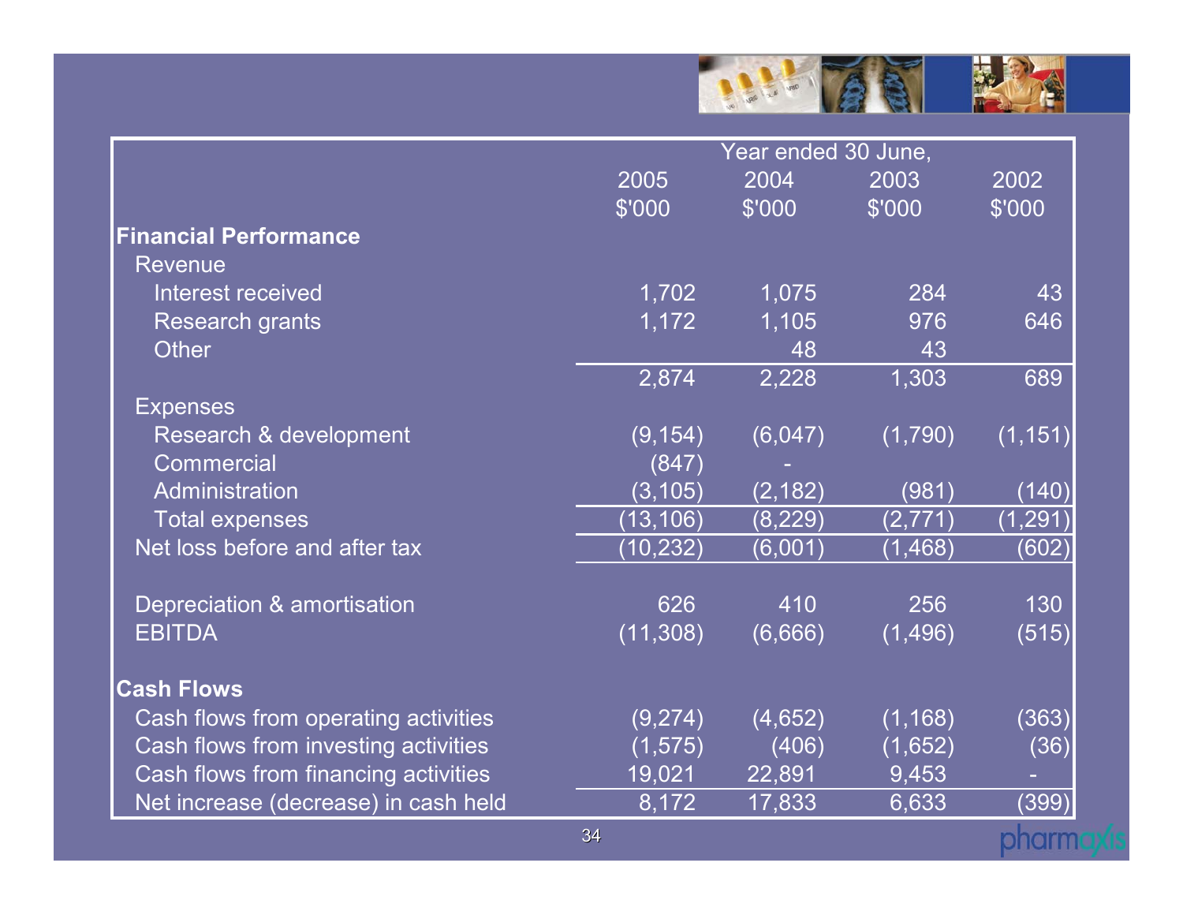| | Year ended 30 June, | | | |
|---|---|---|---|---|
| | 2005 | 2004 | 2003 | 2002 |
| | $'000 | $'000 | $'000 | $'000 |
| **Financial Performance** | | | | |
| Revenue | | | | |
| Interest received | 1,702 | 1,075 | 284 | 43 |
| Research grants | 1,172 | 1,105 | 976 | 646 |
| Other | | 48 | 43 | |
| | 2,874 | 2,228 | 1,303 | 689 |
| Expenses | | | | |
| Research & development | (9,154) | (6,047) | (1,790) | (1,151) |
| Commercial | (847) | - | | |
| Administration | (3,105) | (2,182) | (981) | (140) |
| Total expenses | (13,106) | (8,229) | (2,771) | (1,291) |
| Net loss before and after tax | (10,232) | (6,001) | (1,468) | (602) |
| | | | | |
| Depreciation & amortisation | 626 | 410 | 256 | 130 |
| EBITDA | (11,308) | (6,666) | (1,496) | (515) |
| | | | | |
| **Cash Flows** | | | | |
| Cash flows from operating activities | (9,274) | (4,652) | (1,168) | (363) |
| Cash flows from investing activities | (1,575) | (406) | (1,652) | (36) |
| Cash flows from financing activities | 19,021 | 22,891 | 9,453 | - |
| Net increase (decrease) in cash held | 8,172 | 17,833 | 6,633 | (399) |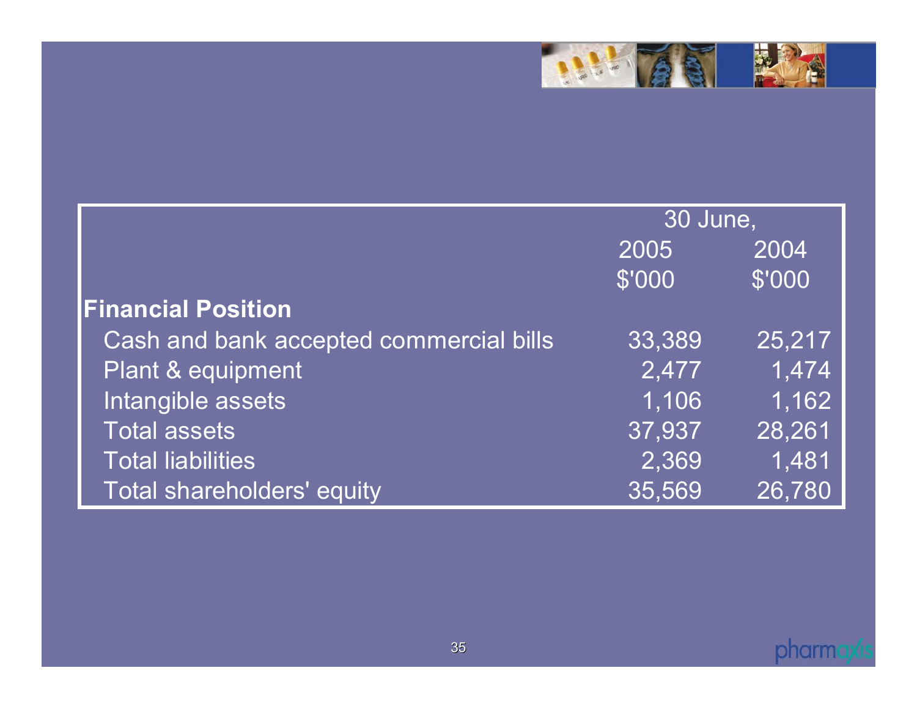| | 30 June, | |
|---|---|---|
| | 2005 | 2004 |
| | $'000 | $'000 |
| **Financial Position** | | |
| Cash and bank accepted commercial bills | 33,389 | 25,217 |
| Plant & equipment | 2,477 | 1,474 |
| Intangible assets | 1,106 | 1,162 |
| Total assets | 37,937 | 28,261 |
| Total liabilities | 2,369 | 1,481 |
| Total shareholders' equity | 35,569 | 26,780 |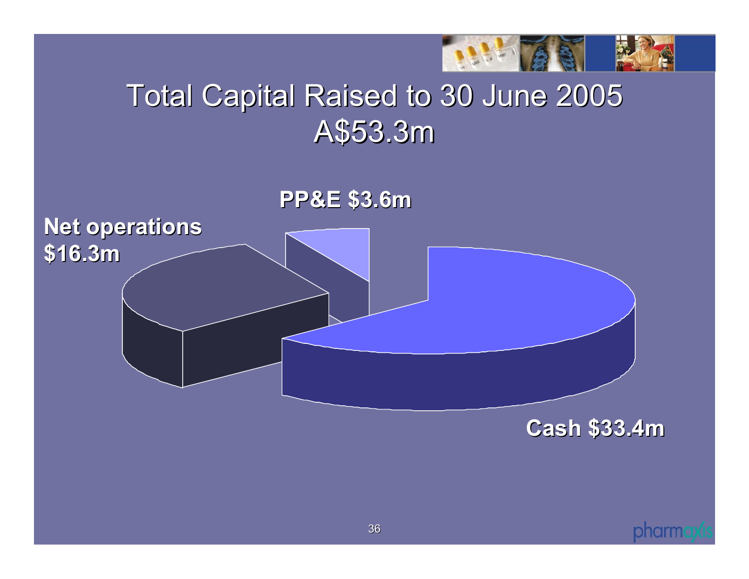# Total Capital Raised to 30 June 2005
# A$53.3m

**PP&E $3.6m**

**Net operations $16.3m**

**Cash $33.4m**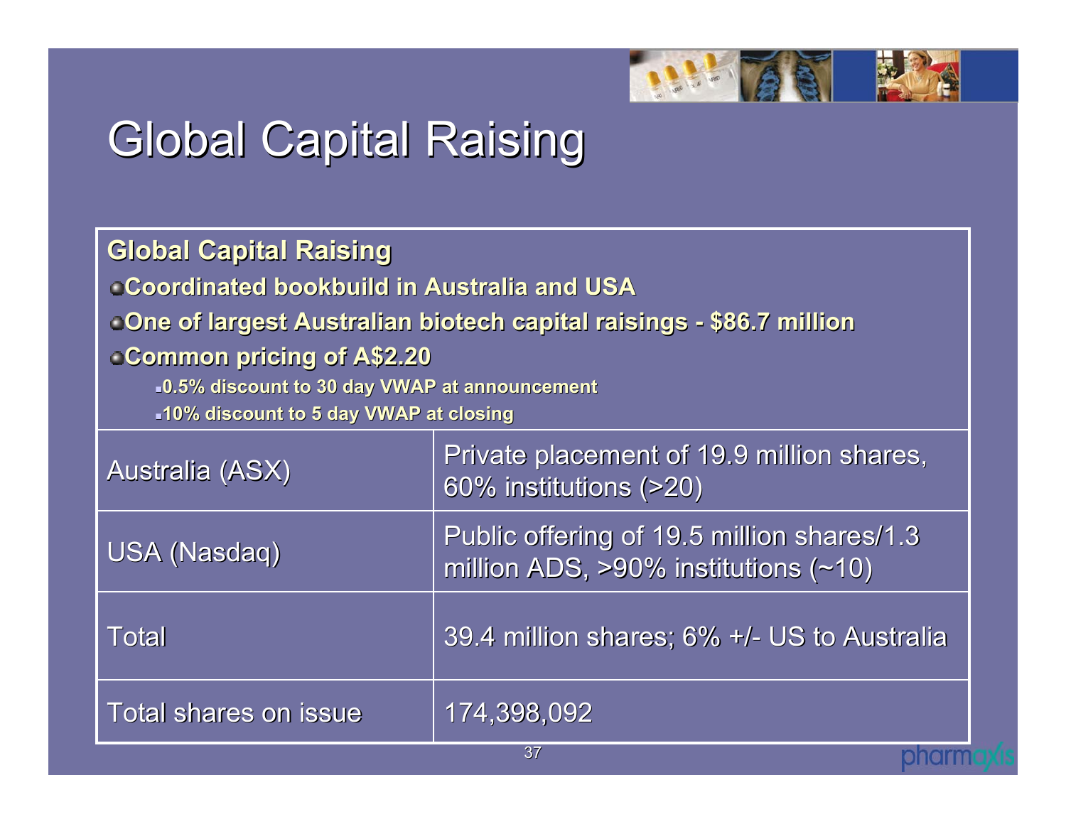# Global Capital Raising

**Global Capital Raising**

- **Coordinated bookbuild in Australia and USA**
- **One of largest Australian biotech capital raisings - $86.7 million**
- **Common pricing of A$2.20**
  - **0.5% discount to 30 day VWAP at announcement**
  - **10% discount to 5 day VWAP at closing**

| | |
|---|---|
| Australia (ASX) | Private placement of 19.9 million shares, 60% institutions (>20) |
| USA (Nasdaq) | Public offering of 19.5 million shares/1.3 million ADS, >90% institutions (~10) |
| Total | 39.4 million shares; 6% +/- US to Australia |
| Total shares on issue | 174,398,092 |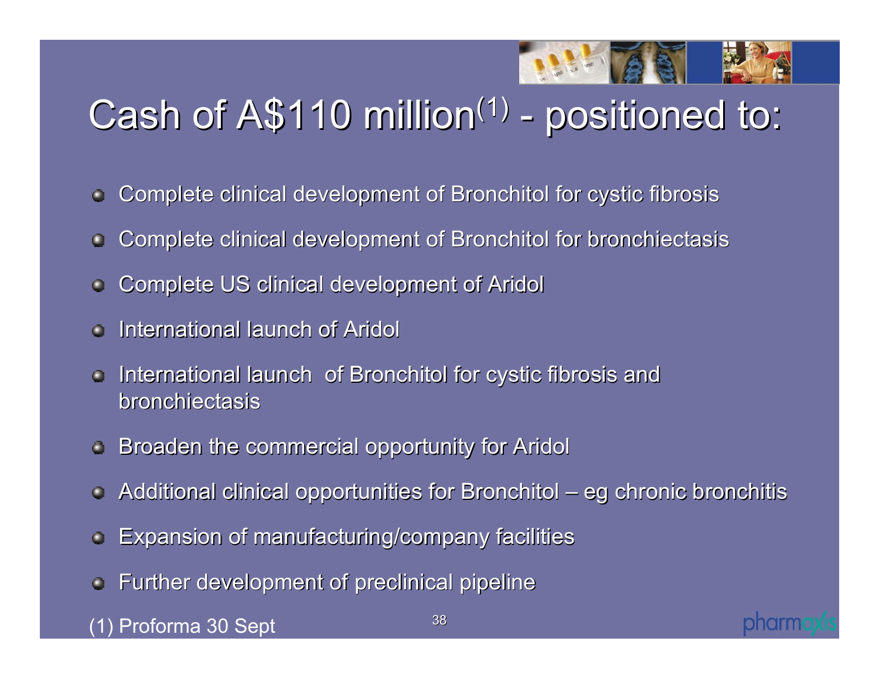# Cash of A$110 million[1] - positioned to:

- Complete clinical development of Bronchitol for cystic fibrosis
- Complete clinical development of Bronchitol for bronchiectasis
- Complete US clinical development of Aridol
- International launch of Aridol
- International launch of Bronchitol for cystic fibrosis and bronchiectasis
- Broaden the commercial opportunity for Aridol
- Additional clinical opportunities for Bronchitol – eg chronic bronchitis
- Expansion of manufacturing/company facilities
- Further development of preclinical pipeline

(1) Proforma 30 Sept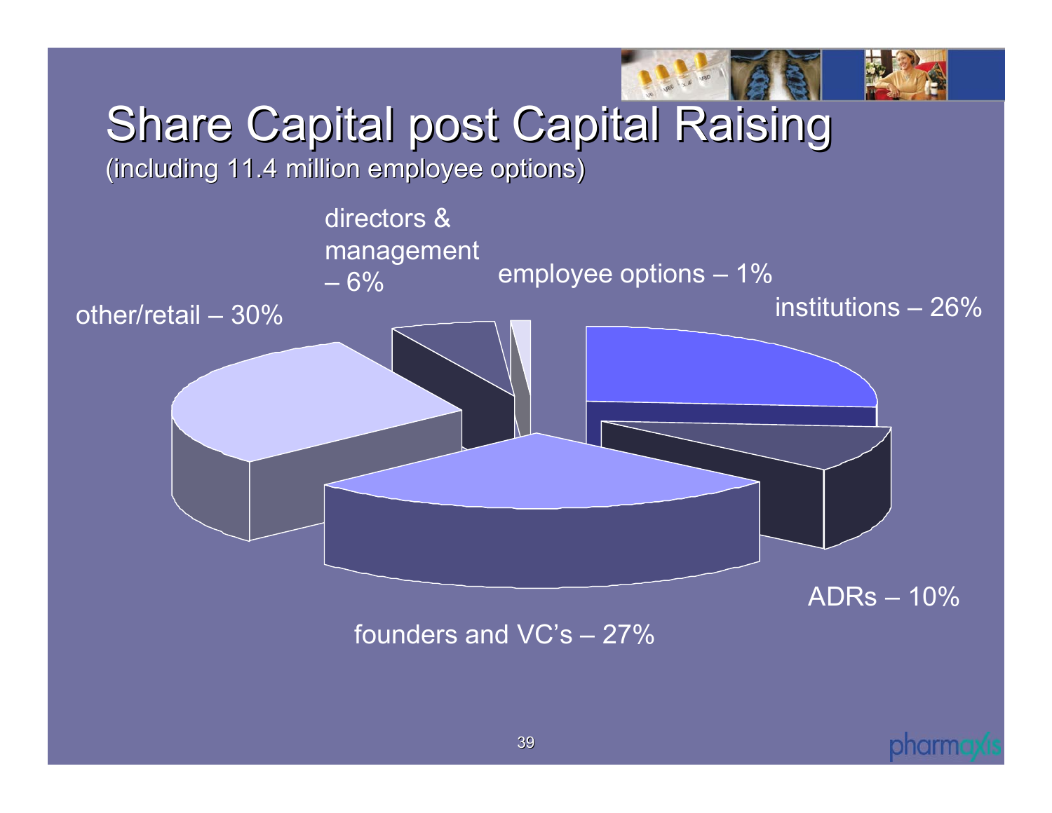# Share Capital post Capital Raising

(including 11.4 million employee options)

- other/retail – 30%
- directors & management – 6%
- employee options – 1%
- institutions – 26%
- ADRs – 10%
- founders and VC's – 27%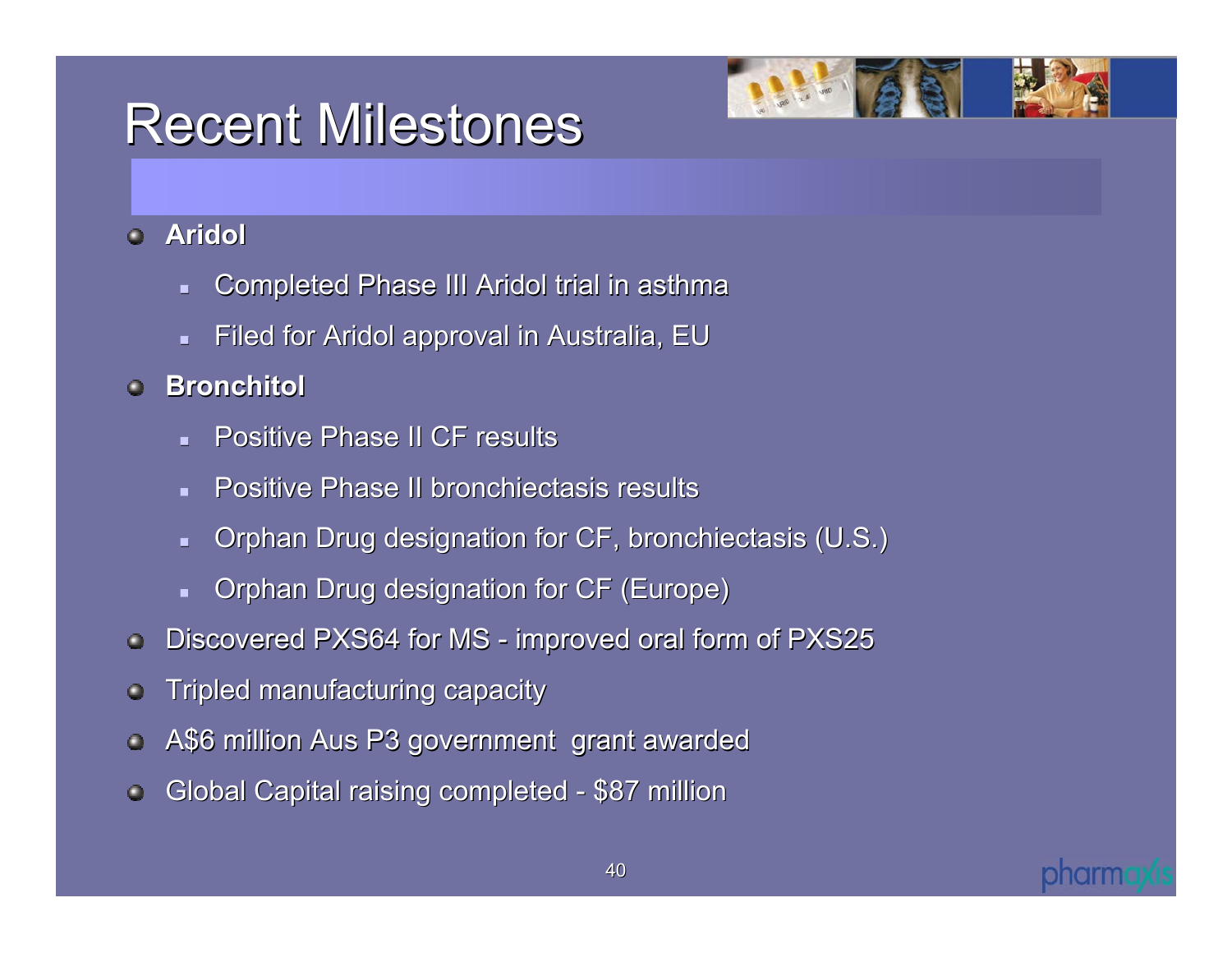# Recent Milestones

- **Aridol**
  - Completed Phase III Aridol trial in asthma
  - Filed for Aridol approval in Australia, EU
- **Bronchitol**
  - Positive Phase II CF results
  - Positive Phase II bronchiectasis results
  - Orphan Drug designation for CF, bronchiectasis (U.S.)
  - Orphan Drug designation for CF (Europe)
- Discovered PXS64 for MS - improved oral form of PXS25
- Tripled manufacturing capacity
- A$6 million Aus P3 government grant awarded
- Global Capital raising completed - $87 million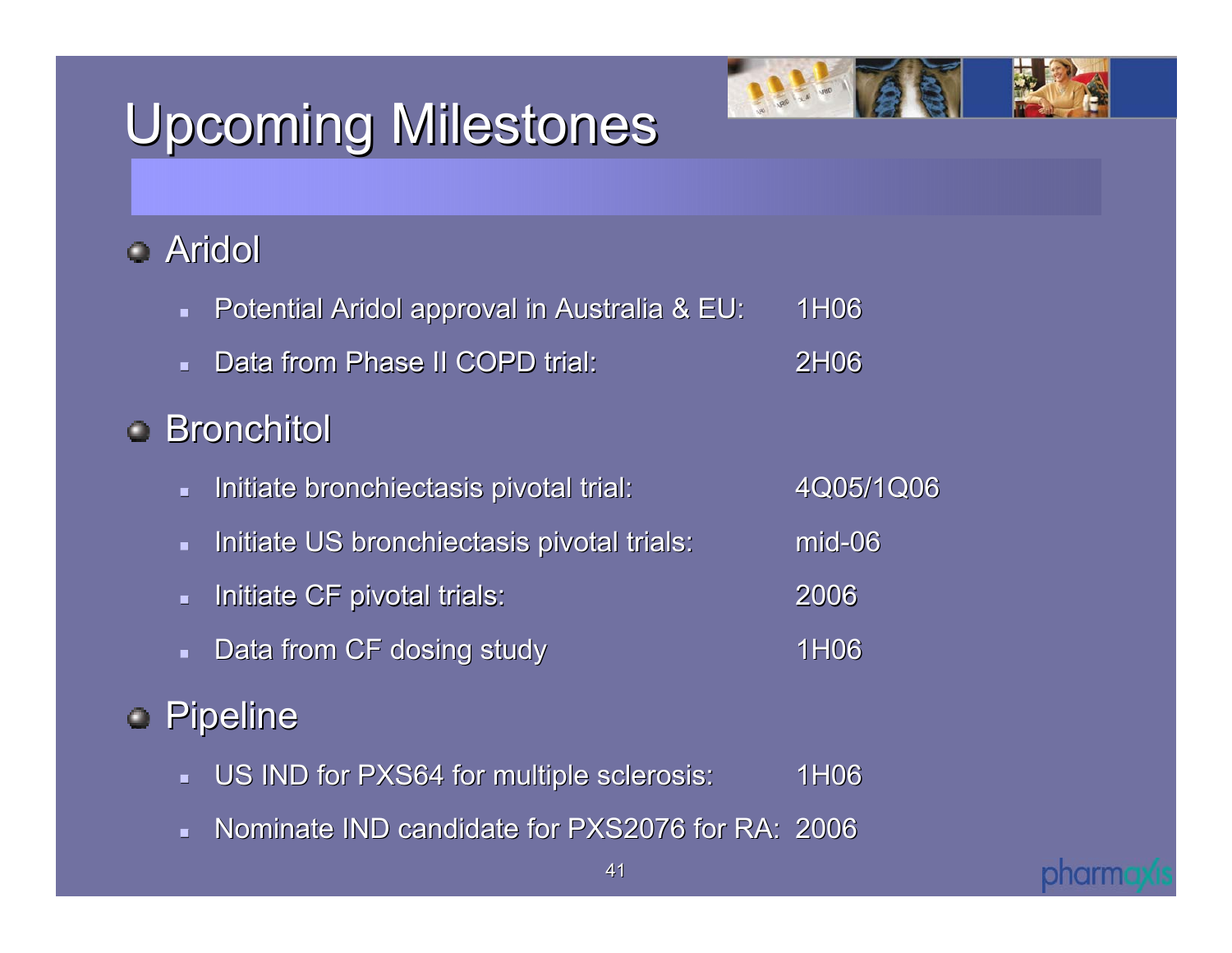# Upcoming Milestones

- **Aridol**
  - Potential Aridol approval in Australia & EU: 1H06
  - Data from Phase II COPD trial: 2H06
- **Bronchitol**
  - Initiate bronchiectasis pivotal trial: 4Q05/1Q06
  - Initiate US bronchiectasis pivotal trials: mid-06
  - Initiate CF pivotal trials: 2006
  - Data from CF dosing study 1H06
- **Pipeline**
  - US IND for PXS64 for multiple sclerosis: 1H06
  - Nominate IND candidate for PXS2076 for RA: 2006